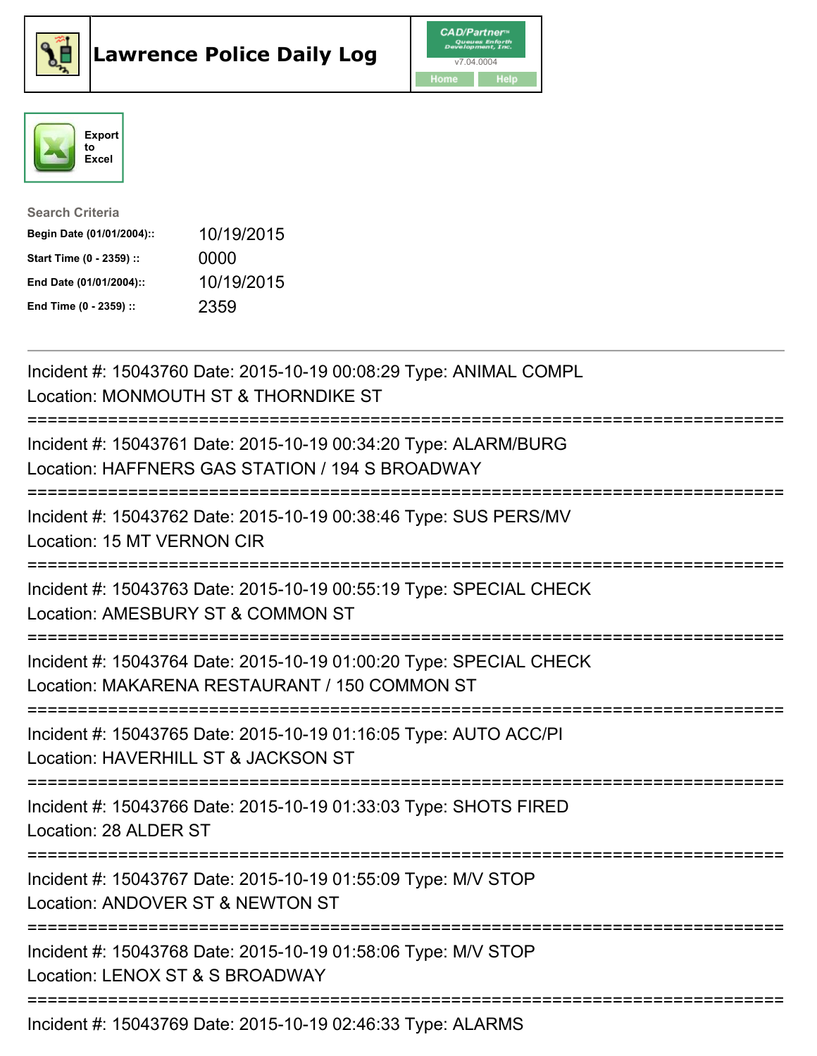# Lawrence Police Daily Log

CAD/Partner™ v7.04.0004

Home Help

Export to Excel

**Search Criteria**

| | |
|---|---|
| **Begin Date (01/01/2004)::** | 10/19/2015 |
| **Start Time (0 - 2359) ::** | 0000 |
| **End Date (01/01/2004)::** | 10/19/2015 |
| **End Time (0 - 2359) ::** | 2359 |

---

Incident #: 15043760 Date: 2015-10-19 00:08:29 Type: ANIMAL COMPL
Location: MONMOUTH ST & THORNDIKE ST

===========================================================================

Incident #: 15043761 Date: 2015-10-19 00:34:20 Type: ALARM/BURG
Location: HAFFNERS GAS STATION / 194 S BROADWAY

===========================================================================

Incident #: 15043762 Date: 2015-10-19 00:38:46 Type: SUS PERS/MV
Location: 15 MT VERNON CIR

===========================================================================

Incident #: 15043763 Date: 2015-10-19 00:55:19 Type: SPECIAL CHECK
Location: AMESBURY ST & COMMON ST

===========================================================================

Incident #: 15043764 Date: 2015-10-19 01:00:20 Type: SPECIAL CHECK
Location: MAKARENA RESTAURANT / 150 COMMON ST

===========================================================================

Incident #: 15043765 Date: 2015-10-19 01:16:05 Type: AUTO ACC/PI
Location: HAVERHILL ST & JACKSON ST

===========================================================================

Incident #: 15043766 Date: 2015-10-19 01:33:03 Type: SHOTS FIRED
Location: 28 ALDER ST

===========================================================================

Incident #: 15043767 Date: 2015-10-19 01:55:09 Type: M/V STOP
Location: ANDOVER ST & NEWTON ST

===========================================================================

Incident #: 15043768 Date: 2015-10-19 01:58:06 Type: M/V STOP
Location: LENOX ST & S BROADWAY

===========================================================================

Incident #: 15043769 Date: 2015-10-19 02:46:33 Type: ALARMS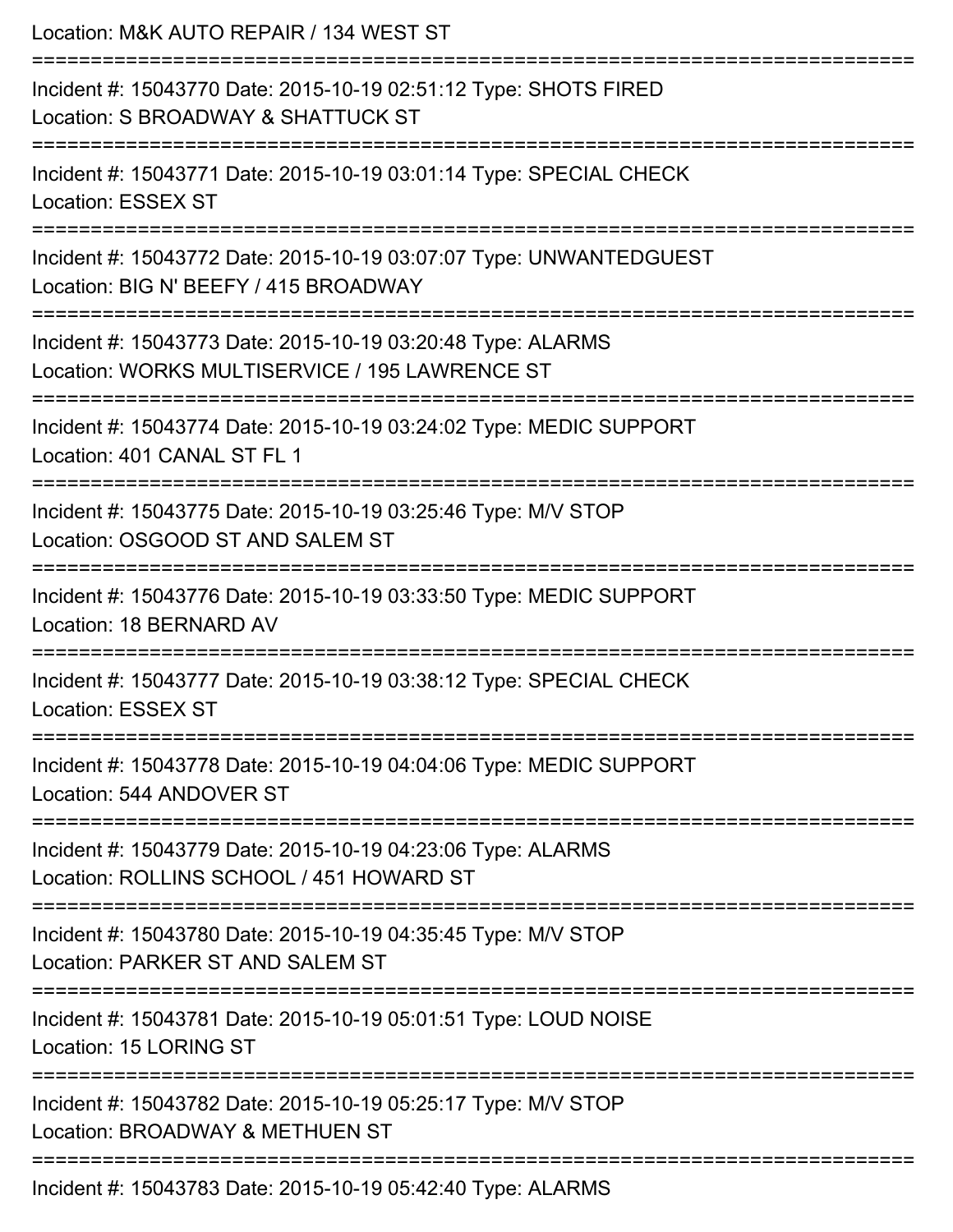Location: M&K AUTO REPAIR / 134 WEST ST

===========================================================================

Incident #: 15043770 Date: 2015-10-19 02:51:12 Type: SHOTS FIRED
Location: S BROADWAY & SHATTUCK ST

===========================================================================

Incident #: 15043771 Date: 2015-10-19 03:01:14 Type: SPECIAL CHECK
Location: ESSEX ST

===========================================================================

Incident #: 15043772 Date: 2015-10-19 03:07:07 Type: UNWANTEDGUEST
Location: BIG N' BEEFY / 415 BROADWAY

===========================================================================

Incident #: 15043773 Date: 2015-10-19 03:20:48 Type: ALARMS
Location: WORKS MULTISERVICE / 195 LAWRENCE ST

===========================================================================

Incident #: 15043774 Date: 2015-10-19 03:24:02 Type: MEDIC SUPPORT
Location: 401 CANAL ST FL 1

===========================================================================

Incident #: 15043775 Date: 2015-10-19 03:25:46 Type: M/V STOP
Location: OSGOOD ST AND SALEM ST

===========================================================================

Incident #: 15043776 Date: 2015-10-19 03:33:50 Type: MEDIC SUPPORT
Location: 18 BERNARD AV

===========================================================================

Incident #: 15043777 Date: 2015-10-19 03:38:12 Type: SPECIAL CHECK
Location: ESSEX ST

===========================================================================

Incident #: 15043778 Date: 2015-10-19 04:04:06 Type: MEDIC SUPPORT
Location: 544 ANDOVER ST

===========================================================================

Incident #: 15043779 Date: 2015-10-19 04:23:06 Type: ALARMS
Location: ROLLINS SCHOOL / 451 HOWARD ST

===========================================================================

Incident #: 15043780 Date: 2015-10-19 04:35:45 Type: M/V STOP
Location: PARKER ST AND SALEM ST

===========================================================================

Incident #: 15043781 Date: 2015-10-19 05:01:51 Type: LOUD NOISE
Location: 15 LORING ST

===========================================================================

Incident #: 15043782 Date: 2015-10-19 05:25:17 Type: M/V STOP
Location: BROADWAY & METHUEN ST

===========================================================================

Incident #: 15043783 Date: 2015-10-19 05:42:40 Type: ALARMS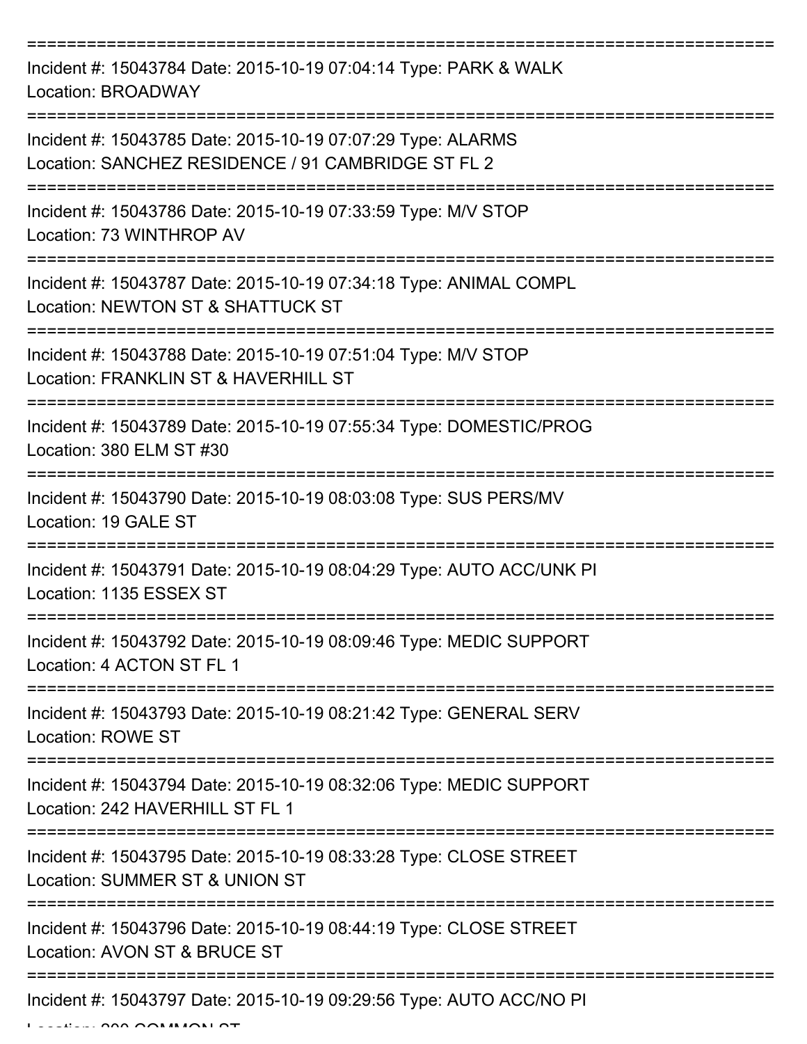===========================================================================

Incident #: 15043784 Date: 2015-10-19 07:04:14 Type: PARK & WALK
Location: BROADWAY

===========================================================================

Incident #: 15043785 Date: 2015-10-19 07:07:29 Type: ALARMS
Location: SANCHEZ RESIDENCE / 91 CAMBRIDGE ST FL 2

===========================================================================

Incident #: 15043786 Date: 2015-10-19 07:33:59 Type: M/V STOP
Location: 73 WINTHROP AV

===========================================================================

Incident #: 15043787 Date: 2015-10-19 07:34:18 Type: ANIMAL COMPL
Location: NEWTON ST & SHATTUCK ST

===========================================================================

Incident #: 15043788 Date: 2015-10-19 07:51:04 Type: M/V STOP
Location: FRANKLIN ST & HAVERHILL ST

===========================================================================

Incident #: 15043789 Date: 2015-10-19 07:55:34 Type: DOMESTIC/PROG
Location: 380 ELM ST #30

===========================================================================

Incident #: 15043790 Date: 2015-10-19 08:03:08 Type: SUS PERS/MV
Location: 19 GALE ST

===========================================================================

Incident #: 15043791 Date: 2015-10-19 08:04:29 Type: AUTO ACC/UNK PI
Location: 1135 ESSEX ST

===========================================================================

Incident #: 15043792 Date: 2015-10-19 08:09:46 Type: MEDIC SUPPORT
Location: 4 ACTON ST FL 1

===========================================================================

Incident #: 15043793 Date: 2015-10-19 08:21:42 Type: GENERAL SERV
Location: ROWE ST

===========================================================================

Incident #: 15043794 Date: 2015-10-19 08:32:06 Type: MEDIC SUPPORT
Location: 242 HAVERHILL ST FL 1

===========================================================================

Incident #: 15043795 Date: 2015-10-19 08:33:28 Type: CLOSE STREET
Location: SUMMER ST & UNION ST

===========================================================================

Incident #: 15043796 Date: 2015-10-19 08:44:19 Type: CLOSE STREET
Location: AVON ST & BRUCE ST

===========================================================================

Incident #: 15043797 Date: 2015-10-19 09:29:56 Type: AUTO ACC/NO PI
Location: 300 COMMON ST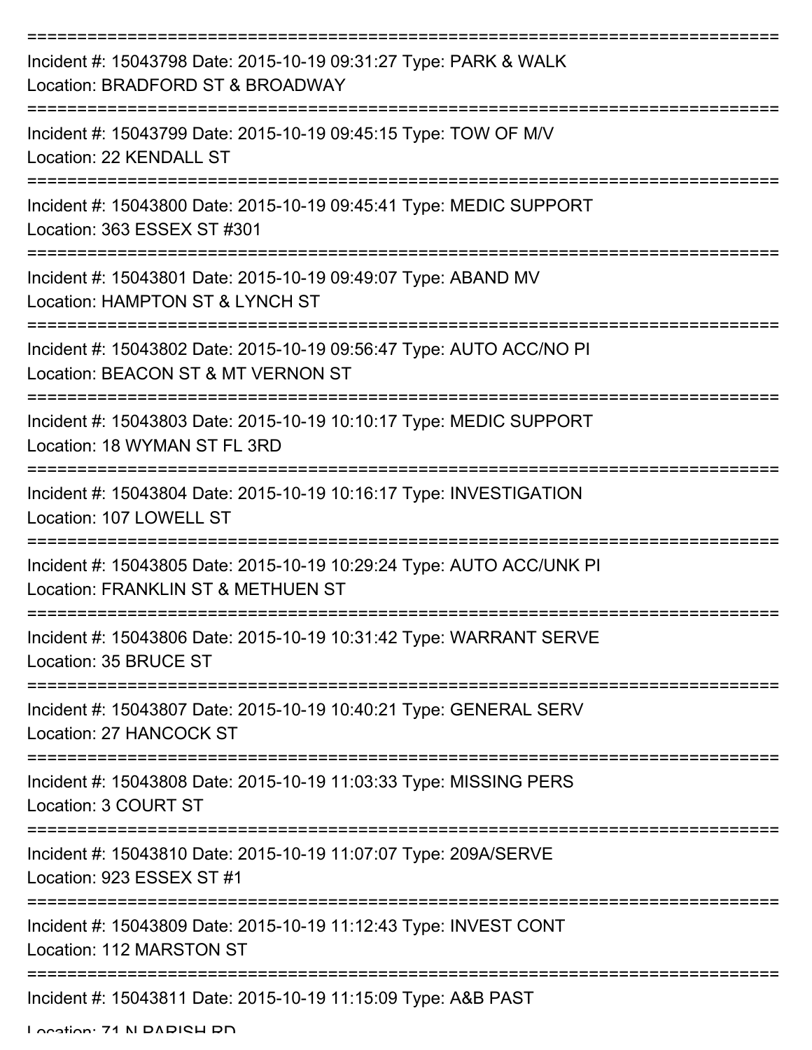===========================================================================

Incident #: 15043798 Date: 2015-10-19 09:31:27 Type: PARK & WALK
Location: BRADFORD ST & BROADWAY

===========================================================================

Incident #: 15043799 Date: 2015-10-19 09:45:15 Type: TOW OF M/V
Location: 22 KENDALL ST

===========================================================================

Incident #: 15043800 Date: 2015-10-19 09:45:41 Type: MEDIC SUPPORT
Location: 363 ESSEX ST #301

===========================================================================

Incident #: 15043801 Date: 2015-10-19 09:49:07 Type: ABAND MV
Location: HAMPTON ST & LYNCH ST

===========================================================================

Incident #: 15043802 Date: 2015-10-19 09:56:47 Type: AUTO ACC/NO PI
Location: BEACON ST & MT VERNON ST

===========================================================================

Incident #: 15043803 Date: 2015-10-19 10:10:17 Type: MEDIC SUPPORT
Location: 18 WYMAN ST FL 3RD

===========================================================================

Incident #: 15043804 Date: 2015-10-19 10:16:17 Type: INVESTIGATION
Location: 107 LOWELL ST

===========================================================================

Incident #: 15043805 Date: 2015-10-19 10:29:24 Type: AUTO ACC/UNK PI
Location: FRANKLIN ST & METHUEN ST

===========================================================================

Incident #: 15043806 Date: 2015-10-19 10:31:42 Type: WARRANT SERVE
Location: 35 BRUCE ST

===========================================================================

Incident #: 15043807 Date: 2015-10-19 10:40:21 Type: GENERAL SERV
Location: 27 HANCOCK ST

===========================================================================

Incident #: 15043808 Date: 2015-10-19 11:03:33 Type: MISSING PERS
Location: 3 COURT ST

===========================================================================

Incident #: 15043810 Date: 2015-10-19 11:07:07 Type: 209A/SERVE
Location: 923 ESSEX ST #1

===========================================================================

Incident #: 15043809 Date: 2015-10-19 11:12:43 Type: INVEST CONT
Location: 112 MARSTON ST

===========================================================================

Incident #: 15043811 Date: 2015-10-19 11:15:09 Type: A&B PAST
Location: 71 N PARISH RD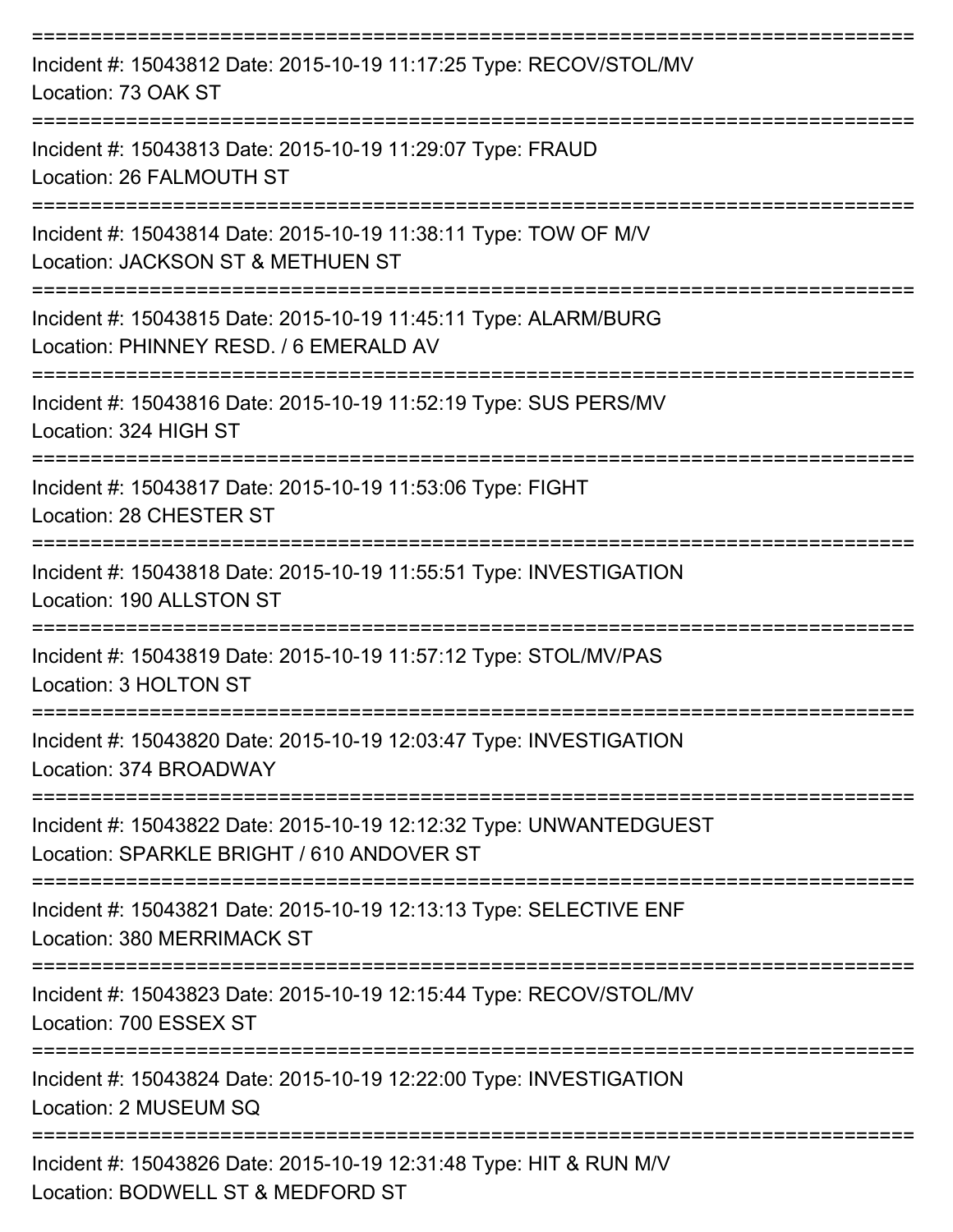===========================================================================

Incident #: 15043812 Date: 2015-10-19 11:17:25 Type: RECOV/STOL/MV

Location: 73 OAK ST

===========================================================================

Incident #: 15043813 Date: 2015-10-19 11:29:07 Type: FRAUD

Location: 26 FALMOUTH ST

===========================================================================

Incident #: 15043814 Date: 2015-10-19 11:38:11 Type: TOW OF M/V

Location: JACKSON ST & METHUEN ST

===========================================================================

Incident #: 15043815 Date: 2015-10-19 11:45:11 Type: ALARM/BURG

Location: PHINNEY RESD. / 6 EMERALD AV

===========================================================================

Incident #: 15043816 Date: 2015-10-19 11:52:19 Type: SUS PERS/MV

Location: 324 HIGH ST

===========================================================================

Incident #: 15043817 Date: 2015-10-19 11:53:06 Type: FIGHT

Location: 28 CHESTER ST

===========================================================================

Incident #: 15043818 Date: 2015-10-19 11:55:51 Type: INVESTIGATION

Location: 190 ALLSTON ST

===========================================================================

Incident #: 15043819 Date: 2015-10-19 11:57:12 Type: STOL/MV/PAS

Location: 3 HOLTON ST

===========================================================================

Incident #: 15043820 Date: 2015-10-19 12:03:47 Type: INVESTIGATION

Location: 374 BROADWAY

===========================================================================

Incident #: 15043822 Date: 2015-10-19 12:12:32 Type: UNWANTEDGUEST

Location: SPARKLE BRIGHT / 610 ANDOVER ST

===========================================================================

Incident #: 15043821 Date: 2015-10-19 12:13:13 Type: SELECTIVE ENF

Location: 380 MERRIMACK ST

===========================================================================

Incident #: 15043823 Date: 2015-10-19 12:15:44 Type: RECOV/STOL/MV

Location: 700 ESSEX ST

===========================================================================

Incident #: 15043824 Date: 2015-10-19 12:22:00 Type: INVESTIGATION

Location: 2 MUSEUM SQ

===========================================================================

Incident #: 15043826 Date: 2015-10-19 12:31:48 Type: HIT & RUN M/V

Location: BODWELL ST & MEDFORD ST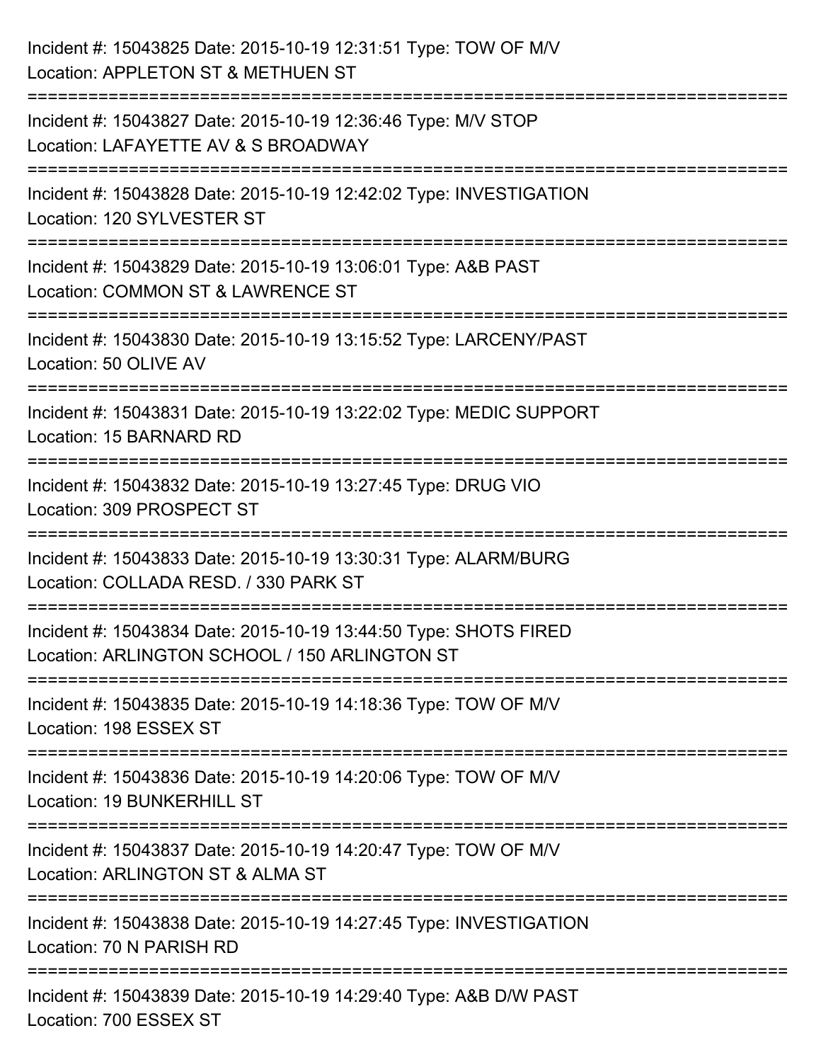Incident #: 15043825 Date: 2015-10-19 12:31:51 Type: TOW OF M/V
Location: APPLETON ST & METHUEN ST

===========================================================================

Incident #: 15043827 Date: 2015-10-19 12:36:46 Type: M/V STOP
Location: LAFAYETTE AV & S BROADWAY

===========================================================================

Incident #: 15043828 Date: 2015-10-19 12:42:02 Type: INVESTIGATION
Location: 120 SYLVESTER ST

===========================================================================

Incident #: 15043829 Date: 2015-10-19 13:06:01 Type: A&B PAST
Location: COMMON ST & LAWRENCE ST

===========================================================================

Incident #: 15043830 Date: 2015-10-19 13:15:52 Type: LARCENY/PAST
Location: 50 OLIVE AV

===========================================================================

Incident #: 15043831 Date: 2015-10-19 13:22:02 Type: MEDIC SUPPORT
Location: 15 BARNARD RD

===========================================================================

Incident #: 15043832 Date: 2015-10-19 13:27:45 Type: DRUG VIO
Location: 309 PROSPECT ST

===========================================================================

Incident #: 15043833 Date: 2015-10-19 13:30:31 Type: ALARM/BURG
Location: COLLADA RESD. / 330 PARK ST

===========================================================================

Incident #: 15043834 Date: 2015-10-19 13:44:50 Type: SHOTS FIRED
Location: ARLINGTON SCHOOL / 150 ARLINGTON ST

===========================================================================

Incident #: 15043835 Date: 2015-10-19 14:18:36 Type: TOW OF M/V
Location: 198 ESSEX ST

===========================================================================

Incident #: 15043836 Date: 2015-10-19 14:20:06 Type: TOW OF M/V
Location: 19 BUNKERHILL ST

===========================================================================

Incident #: 15043837 Date: 2015-10-19 14:20:47 Type: TOW OF M/V
Location: ARLINGTON ST & ALMA ST

===========================================================================

Incident #: 15043838 Date: 2015-10-19 14:27:45 Type: INVESTIGATION
Location: 70 N PARISH RD

===========================================================================

Incident #: 15043839 Date: 2015-10-19 14:29:40 Type: A&B D/W PAST
Location: 700 ESSEX ST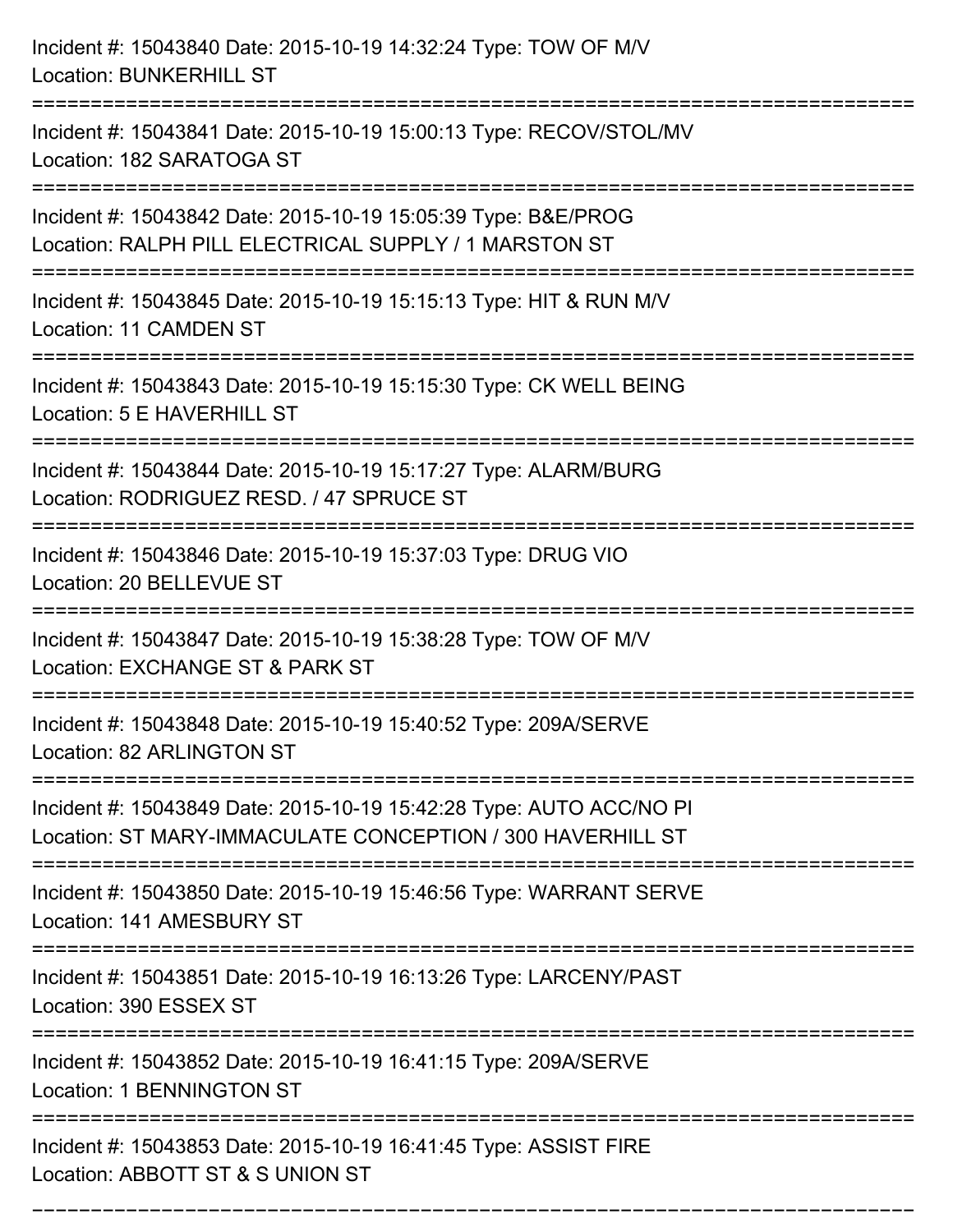Incident #: 15043840 Date: 2015-10-19 14:32:24 Type: TOW OF M/V
Location: BUNKERHILL ST

===========================================================================

Incident #: 15043841 Date: 2015-10-19 15:00:13 Type: RECOV/STOL/MV
Location: 182 SARATOGA ST

===========================================================================

Incident #: 15043842 Date: 2015-10-19 15:05:39 Type: B&E/PROG
Location: RALPH PILL ELECTRICAL SUPPLY / 1 MARSTON ST

===========================================================================

Incident #: 15043845 Date: 2015-10-19 15:15:13 Type: HIT & RUN M/V
Location: 11 CAMDEN ST

===========================================================================

Incident #: 15043843 Date: 2015-10-19 15:15:30 Type: CK WELL BEING
Location: 5 E HAVERHILL ST

===========================================================================

Incident #: 15043844 Date: 2015-10-19 15:17:27 Type: ALARM/BURG
Location: RODRIGUEZ RESD. / 47 SPRUCE ST

===========================================================================

Incident #: 15043846 Date: 2015-10-19 15:37:03 Type: DRUG VIO
Location: 20 BELLEVUE ST

===========================================================================

Incident #: 15043847 Date: 2015-10-19 15:38:28 Type: TOW OF M/V
Location: EXCHANGE ST & PARK ST

===========================================================================

Incident #: 15043848 Date: 2015-10-19 15:40:52 Type: 209A/SERVE
Location: 82 ARLINGTON ST

===========================================================================

Incident #: 15043849 Date: 2015-10-19 15:42:28 Type: AUTO ACC/NO PI
Location: ST MARY-IMMACULATE CONCEPTION / 300 HAVERHILL ST

===========================================================================

Incident #: 15043850 Date: 2015-10-19 15:46:56 Type: WARRANT SERVE
Location: 141 AMESBURY ST

===========================================================================

Incident #: 15043851 Date: 2015-10-19 16:13:26 Type: LARCENY/PAST
Location: 390 ESSEX ST

===========================================================================

Incident #: 15043852 Date: 2015-10-19 16:41:15 Type: 209A/SERVE
Location: 1 BENNINGTON ST

===========================================================================

Incident #: 15043853 Date: 2015-10-19 16:41:45 Type: ASSIST FIRE
Location: ABBOTT ST & S UNION ST

===========================================================================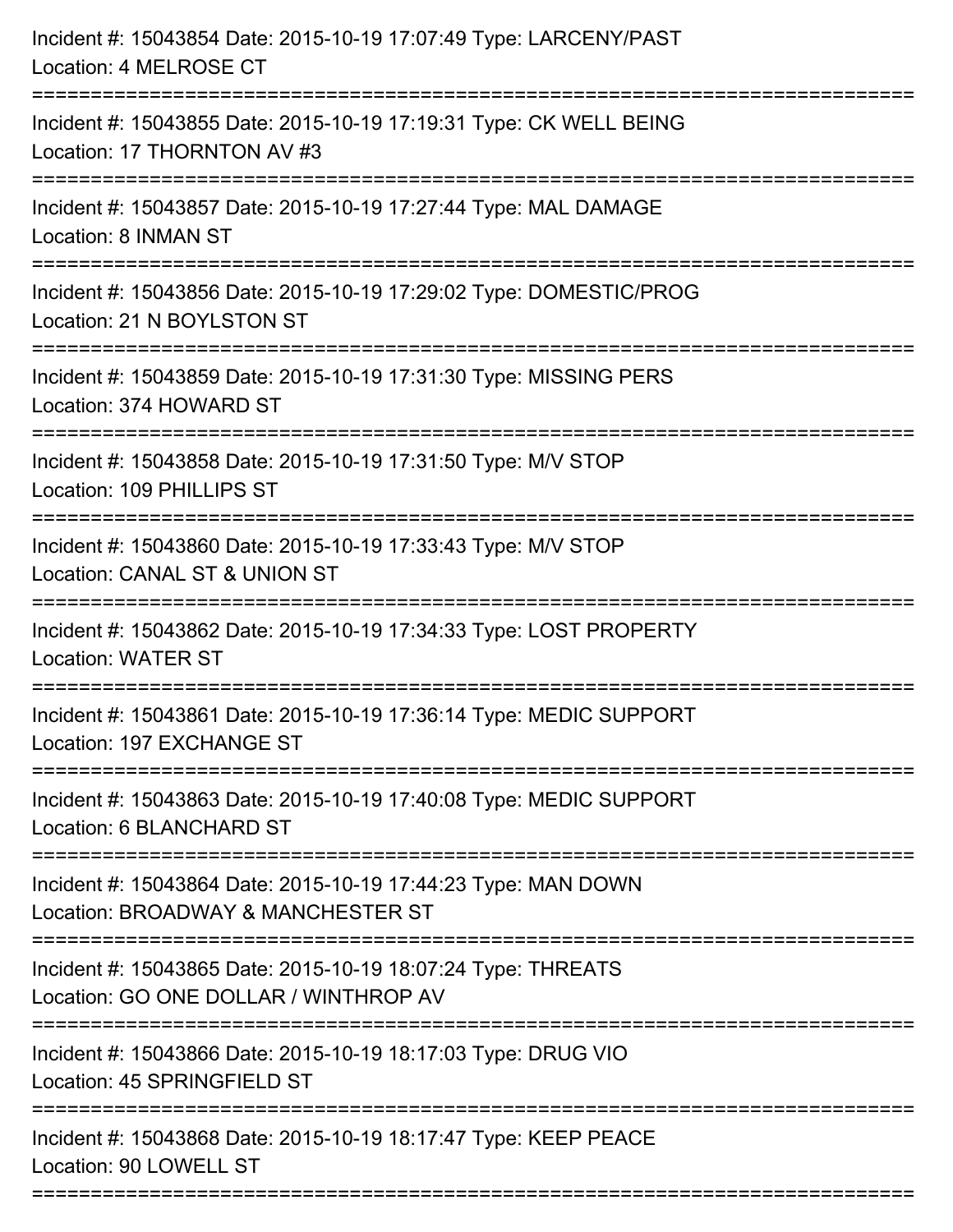Incident #: 15043854 Date: 2015-10-19 17:07:49 Type: LARCENY/PAST
Location: 4 MELROSE CT

===========================================================================

Incident #: 15043855 Date: 2015-10-19 17:19:31 Type: CK WELL BEING
Location: 17 THORNTON AV #3

===========================================================================

Incident #: 15043857 Date: 2015-10-19 17:27:44 Type: MAL DAMAGE
Location: 8 INMAN ST

===========================================================================

Incident #: 15043856 Date: 2015-10-19 17:29:02 Type: DOMESTIC/PROG
Location: 21 N BOYLSTON ST

===========================================================================

Incident #: 15043859 Date: 2015-10-19 17:31:30 Type: MISSING PERS
Location: 374 HOWARD ST

===========================================================================

Incident #: 15043858 Date: 2015-10-19 17:31:50 Type: M/V STOP
Location: 109 PHILLIPS ST

===========================================================================

Incident #: 15043860 Date: 2015-10-19 17:33:43 Type: M/V STOP
Location: CANAL ST & UNION ST

===========================================================================

Incident #: 15043862 Date: 2015-10-19 17:34:33 Type: LOST PROPERTY
Location: WATER ST

===========================================================================

Incident #: 15043861 Date: 2015-10-19 17:36:14 Type: MEDIC SUPPORT
Location: 197 EXCHANGE ST

===========================================================================

Incident #: 15043863 Date: 2015-10-19 17:40:08 Type: MEDIC SUPPORT
Location: 6 BLANCHARD ST

===========================================================================

Incident #: 15043864 Date: 2015-10-19 17:44:23 Type: MAN DOWN
Location: BROADWAY & MANCHESTER ST

===========================================================================

Incident #: 15043865 Date: 2015-10-19 18:07:24 Type: THREATS
Location: GO ONE DOLLAR / WINTHROP AV

===========================================================================

Incident #: 15043866 Date: 2015-10-19 18:17:03 Type: DRUG VIO
Location: 45 SPRINGFIELD ST

===========================================================================

Incident #: 15043868 Date: 2015-10-19 18:17:47 Type: KEEP PEACE
Location: 90 LOWELL ST

===========================================================================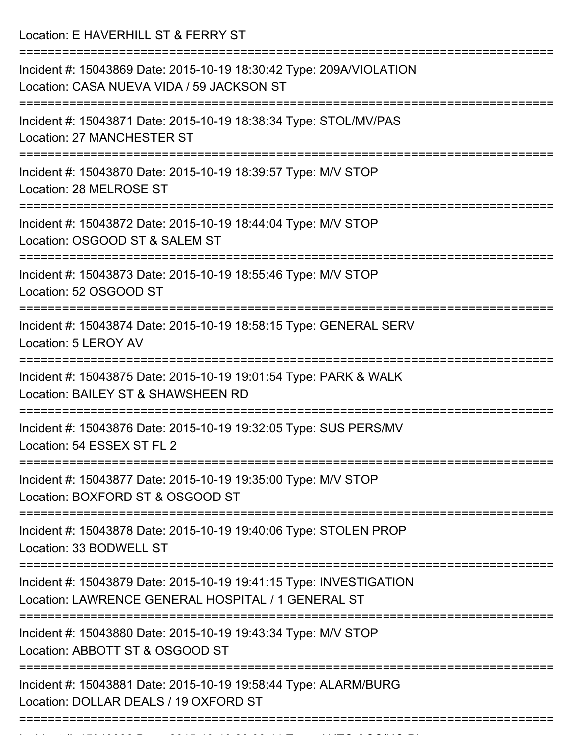Location: E HAVERHILL ST & FERRY ST

===========================================================================

Incident #: 15043869 Date: 2015-10-19 18:30:42 Type: 209A/VIOLATION
Location: CASA NUEVA VIDA / 59 JACKSON ST

===========================================================================

Incident #: 15043871 Date: 2015-10-19 18:38:34 Type: STOL/MV/PAS
Location: 27 MANCHESTER ST

===========================================================================

Incident #: 15043870 Date: 2015-10-19 18:39:57 Type: M/V STOP
Location: 28 MELROSE ST

===========================================================================

Incident #: 15043872 Date: 2015-10-19 18:44:04 Type: M/V STOP
Location: OSGOOD ST & SALEM ST

===========================================================================

Incident #: 15043873 Date: 2015-10-19 18:55:46 Type: M/V STOP
Location: 52 OSGOOD ST

===========================================================================

Incident #: 15043874 Date: 2015-10-19 18:58:15 Type: GENERAL SERV
Location: 5 LEROY AV

===========================================================================

Incident #: 15043875 Date: 2015-10-19 19:01:54 Type: PARK & WALK
Location: BAILEY ST & SHAWSHEEN RD

===========================================================================

Incident #: 15043876 Date: 2015-10-19 19:32:05 Type: SUS PERS/MV
Location: 54 ESSEX ST FL 2

===========================================================================

Incident #: 15043877 Date: 2015-10-19 19:35:00 Type: M/V STOP
Location: BOXFORD ST & OSGOOD ST

===========================================================================

Incident #: 15043878 Date: 2015-10-19 19:40:06 Type: STOLEN PROP
Location: 33 BODWELL ST

===========================================================================

Incident #: 15043879 Date: 2015-10-19 19:41:15 Type: INVESTIGATION
Location: LAWRENCE GENERAL HOSPITAL / 1 GENERAL ST

===========================================================================

Incident #: 15043880 Date: 2015-10-19 19:43:34 Type: M/V STOP
Location: ABBOTT ST & OSGOOD ST

===========================================================================

Incident #: 15043881 Date: 2015-10-19 19:58:44 Type: ALARM/BURG
Location: DOLLAR DEALS / 19 OXFORD ST

===========================================================================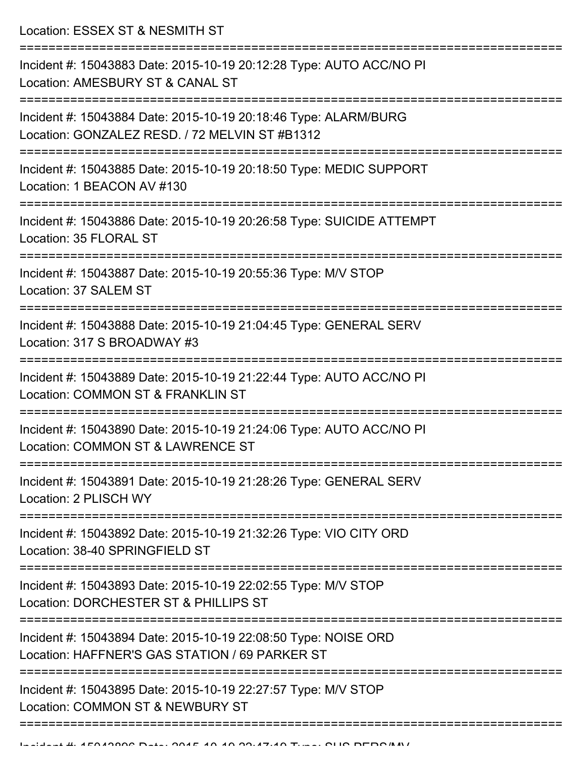Location: ESSEX ST & NESMITH ST

===========================================================================

Incident #: 15043883 Date: 2015-10-19 20:12:28 Type: AUTO ACC/NO PI
Location: AMESBURY ST & CANAL ST

===========================================================================

Incident #: 15043884 Date: 2015-10-19 20:18:46 Type: ALARM/BURG
Location: GONZALEZ RESD. / 72 MELVIN ST #B1312

===========================================================================

Incident #: 15043885 Date: 2015-10-19 20:18:50 Type: MEDIC SUPPORT
Location: 1 BEACON AV #130

===========================================================================

Incident #: 15043886 Date: 2015-10-19 20:26:58 Type: SUICIDE ATTEMPT
Location: 35 FLORAL ST

===========================================================================

Incident #: 15043887 Date: 2015-10-19 20:55:36 Type: M/V STOP
Location: 37 SALEM ST

===========================================================================

Incident #: 15043888 Date: 2015-10-19 21:04:45 Type: GENERAL SERV
Location: 317 S BROADWAY #3

===========================================================================

Incident #: 15043889 Date: 2015-10-19 21:22:44 Type: AUTO ACC/NO PI
Location: COMMON ST & FRANKLIN ST

===========================================================================

Incident #: 15043890 Date: 2015-10-19 21:24:06 Type: AUTO ACC/NO PI
Location: COMMON ST & LAWRENCE ST

===========================================================================

Incident #: 15043891 Date: 2015-10-19 21:28:26 Type: GENERAL SERV
Location: 2 PLISCH WY

===========================================================================

Incident #: 15043892 Date: 2015-10-19 21:32:26 Type: VIO CITY ORD
Location: 38-40 SPRINGFIELD ST

===========================================================================

Incident #: 15043893 Date: 2015-10-19 22:02:55 Type: M/V STOP
Location: DORCHESTER ST & PHILLIPS ST

===========================================================================

Incident #: 15043894 Date: 2015-10-19 22:08:50 Type: NOISE ORD
Location: HAFFNER'S GAS STATION / 69 PARKER ST

===========================================================================

Incident #: 15043895 Date: 2015-10-19 22:27:57 Type: M/V STOP
Location: COMMON ST & NEWBURY ST

===========================================================================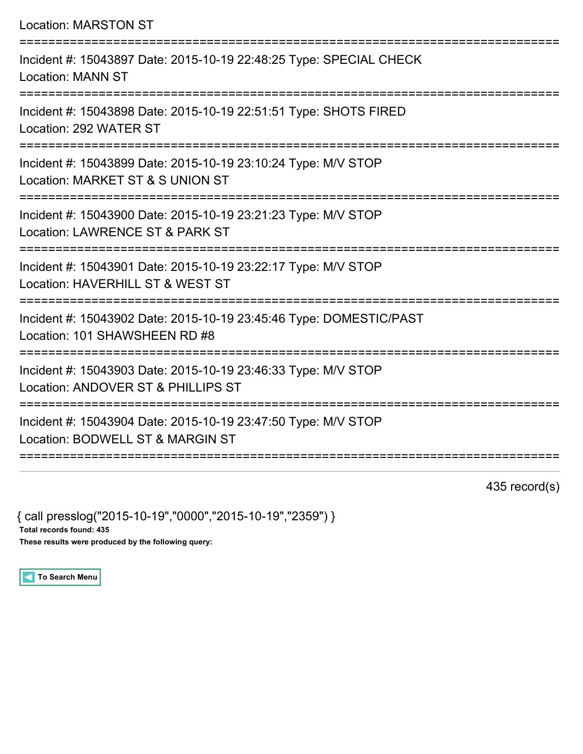Location: MARSTON ST

===========================================================================

Incident #: 15043897 Date: 2015-10-19 22:48:25 Type: SPECIAL CHECK

Location: MANN ST

===========================================================================

Incident #: 15043898 Date: 2015-10-19 22:51:51 Type: SHOTS FIRED

Location: 292 WATER ST

===========================================================================

Incident #: 15043899 Date: 2015-10-19 23:10:24 Type: M/V STOP

Location: MARKET ST & S UNION ST

===========================================================================

Incident #: 15043900 Date: 2015-10-19 23:21:23 Type: M/V STOP

Location: LAWRENCE ST & PARK ST

===========================================================================

Incident #: 15043901 Date: 2015-10-19 23:22:17 Type: M/V STOP

Location: HAVERHILL ST & WEST ST

===========================================================================

Incident #: 15043902 Date: 2015-10-19 23:45:46 Type: DOMESTIC/PAST

Location: 101 SHAWSHEEN RD #8

===========================================================================

Incident #: 15043903 Date: 2015-10-19 23:46:33 Type: M/V STOP

Location: ANDOVER ST & PHILLIPS ST

===========================================================================

Incident #: 15043904 Date: 2015-10-19 23:47:50 Type: M/V STOP

Location: BODWELL ST & MARGIN ST

===========================================================================

435 record(s)

{ call presslog("2015-10-19","0000","2015-10-19","2359") }

**Total records found: 435**

**These results were produced by the following query:**

To Search Menu